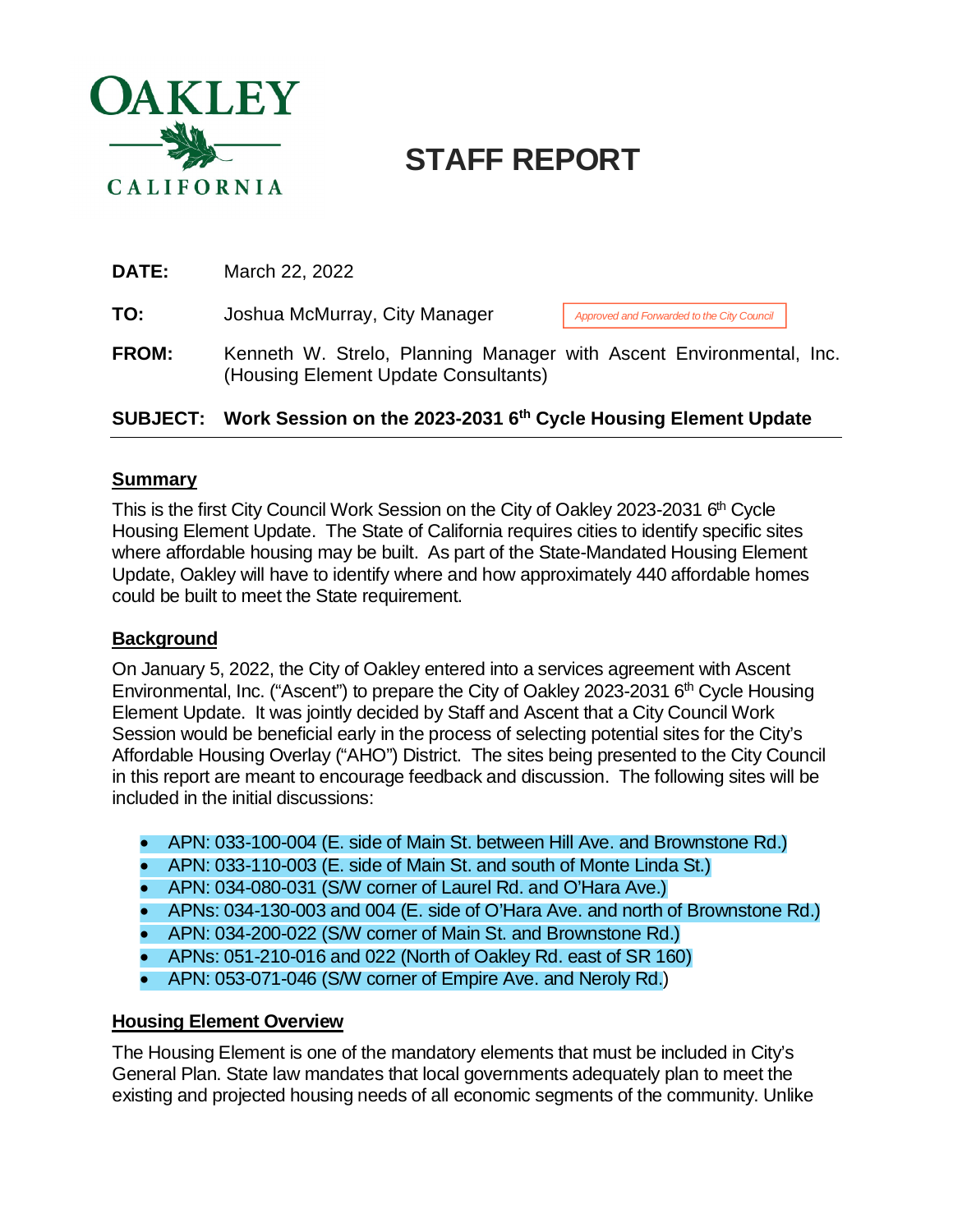OAKLEY

CALIFORNIA

# STAFF REPORT

**DATE:** March 22, 2022

**TO:** Joshua McMurray, City Manager

*Approved and Forwarded to the City Council*

**FROM:** Kenneth W. Strelo, Planning Manager with Ascent Environmental, Inc. (Housing Element Update Consultants)

**SUBJECT: Work Session on the 2023-2031 6th Cycle Housing Element Update**

## Summary

This is the first City Council Work Session on the City of Oakley 2023-2031 6th Cycle Housing Element Update. The State of California requires cities to identify specific sites where affordable housing may be built. As part of the State-Mandated Housing Element Update, Oakley will have to identify where and how approximately 440 affordable homes could be built to meet the State requirement.

## Background

On January 5, 2022, the City of Oakley entered into a services agreement with Ascent Environmental, Inc. ("Ascent") to prepare the City of Oakley 2023-2031 6th Cycle Housing Element Update. It was jointly decided by Staff and Ascent that a City Council Work Session would be beneficial early in the process of selecting potential sites for the City's Affordable Housing Overlay ("AHO") District. The sites being presented to the City Council in this report are meant to encourage feedback and discussion. The following sites will be included in the initial discussions:

- APN: 033-100-004 (E. side of Main St. between Hill Ave. and Brownstone Rd.)
- APN: 033-110-003 (E. side of Main St. and south of Monte Linda St.)
- APN: 034-080-031 (S/W corner of Laurel Rd. and O'Hara Ave.)
- APNs: 034-130-003 and 004 (E. side of O'Hara Ave. and north of Brownstone Rd.)
- APN: 034-200-022 (S/W corner of Main St. and Brownstone Rd.)
- APNs: 051-210-016 and 022 (North of Oakley Rd. east of SR 160)
- APN: 053-071-046 (S/W corner of Empire Ave. and Neroly Rd.)

## Housing Element Overview

The Housing Element is one of the mandatory elements that must be included in City's General Plan. State law mandates that local governments adequately plan to meet the existing and projected housing needs of all economic segments of the community. Unlike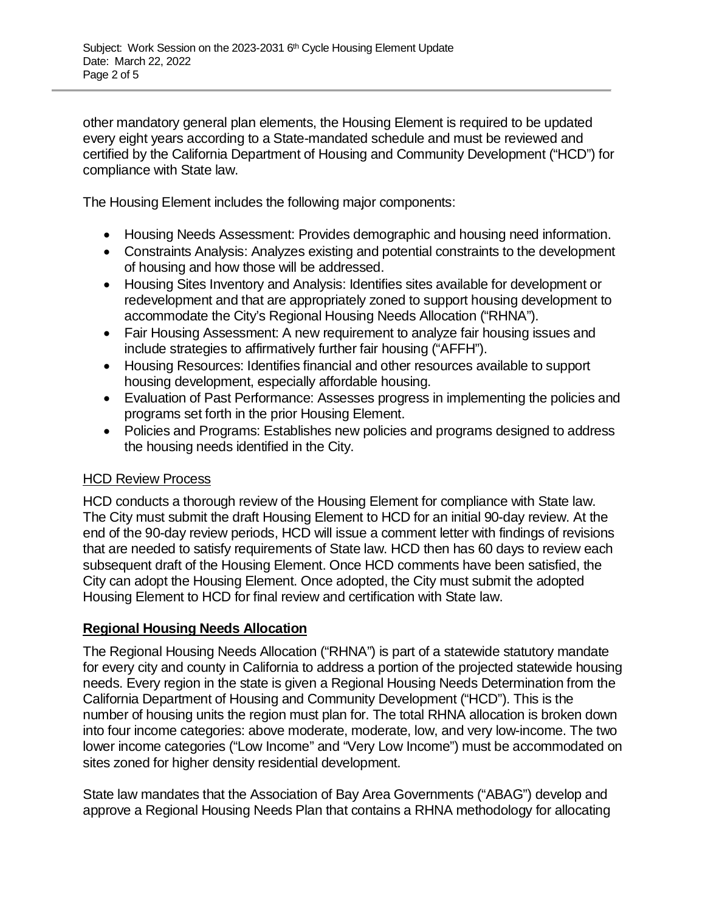other mandatory general plan elements, the Housing Element is required to be updated every eight years according to a State-mandated schedule and must be reviewed and certified by the California Department of Housing and Community Development ("HCD") for compliance with State law.

The Housing Element includes the following major components:

- Housing Needs Assessment: Provides demographic and housing need information.
- Constraints Analysis: Analyzes existing and potential constraints to the development of housing and how those will be addressed.
- Housing Sites Inventory and Analysis: Identifies sites available for development or redevelopment and that are appropriately zoned to support housing development to accommodate the City's Regional Housing Needs Allocation ("RHNA").
- Fair Housing Assessment: A new requirement to analyze fair housing issues and include strategies to affirmatively further fair housing ("AFFH").
- Housing Resources: Identifies financial and other resources available to support housing development, especially affordable housing.
- Evaluation of Past Performance: Assesses progress in implementing the policies and programs set forth in the prior Housing Element.
- Policies and Programs: Establishes new policies and programs designed to address the housing needs identified in the City.

<u>HCD Review Process</u>

HCD conducts a thorough review of the Housing Element for compliance with State law. The City must submit the draft Housing Element to HCD for an initial 90-day review. At the end of the 90-day review periods, HCD will issue a comment letter with findings of revisions that are needed to satisfy requirements of State law. HCD then has 60 days to review each subsequent draft of the Housing Element. Once HCD comments have been satisfied, the City can adopt the Housing Element. Once adopted, the City must submit the adopted Housing Element to HCD for final review and certification with State law.

**<u>Regional Housing Needs Allocation</u>**

The Regional Housing Needs Allocation ("RHNA") is part of a statewide statutory mandate for every city and county in California to address a portion of the projected statewide housing needs. Every region in the state is given a Regional Housing Needs Determination from the California Department of Housing and Community Development ("HCD"). This is the number of housing units the region must plan for. The total RHNA allocation is broken down into four income categories: above moderate, moderate, low, and very low-income. The two lower income categories ("Low Income" and "Very Low Income") must be accommodated on sites zoned for higher density residential development.

State law mandates that the Association of Bay Area Governments ("ABAG") develop and approve a Regional Housing Needs Plan that contains a RHNA methodology for allocating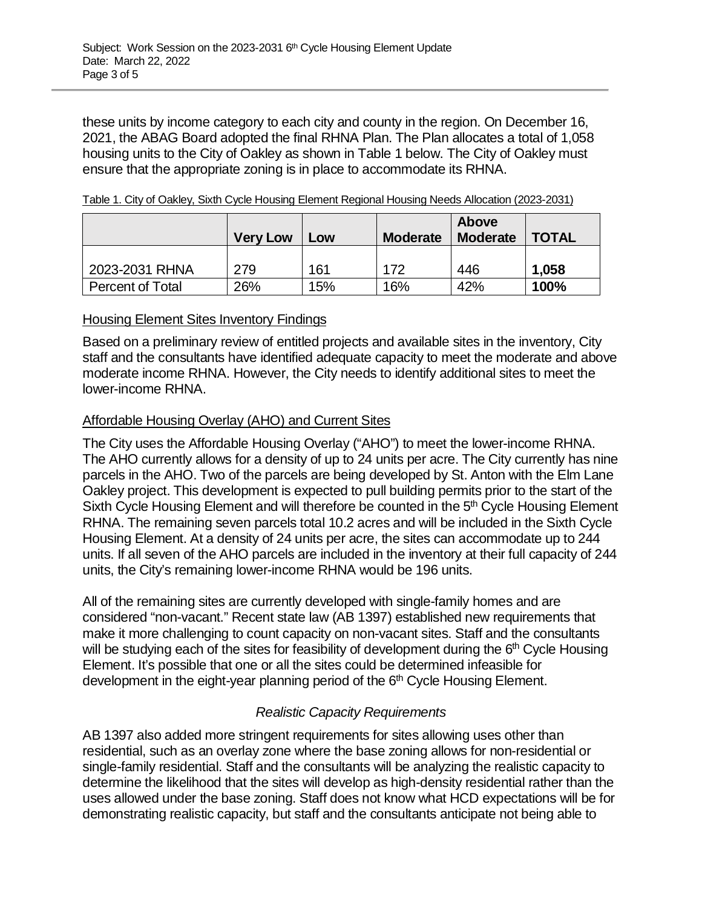these units by income category to each city and county in the region. On December 16, 2021, the ABAG Board adopted the final RHNA Plan. The Plan allocates a total of 1,058 housing units to the City of Oakley as shown in Table 1 below. The City of Oakley must ensure that the appropriate zoning is in place to accommodate its RHNA.

Table 1. City of Oakley, Sixth Cycle Housing Element Regional Housing Needs Allocation (2023-2031)

| | Very Low | Low | Moderate | Above Moderate | TOTAL |
|---|---|---|---|---|---|
| 2023-2031 RHNA | 279 | 161 | 172 | 446 | **1,058** |
| Percent of Total | 26% | 15% | 16% | 42% | **100%** |

## Housing Element Sites Inventory Findings

Based on a preliminary review of entitled projects and available sites in the inventory, City staff and the consultants have identified adequate capacity to meet the moderate and above moderate income RHNA. However, the City needs to identify additional sites to meet the lower-income RHNA.

## Affordable Housing Overlay (AHO) and Current Sites

The City uses the Affordable Housing Overlay ("AHO") to meet the lower-income RHNA. The AHO currently allows for a density of up to 24 units per acre. The City currently has nine parcels in the AHO. Two of the parcels are being developed by St. Anton with the Elm Lane Oakley project. This development is expected to pull building permits prior to the start of the Sixth Cycle Housing Element and will therefore be counted in the 5th Cycle Housing Element RHNA. The remaining seven parcels total 10.2 acres and will be included in the Sixth Cycle Housing Element. At a density of 24 units per acre, the sites can accommodate up to 244 units. If all seven of the AHO parcels are included in the inventory at their full capacity of 244 units, the City's remaining lower-income RHNA would be 196 units.

All of the remaining sites are currently developed with single-family homes and are considered "non-vacant." Recent state law (AB 1397) established new requirements that make it more challenging to count capacity on non-vacant sites. Staff and the consultants will be studying each of the sites for feasibility of development during the 6th Cycle Housing Element. It's possible that one or all the sites could be determined infeasible for development in the eight-year planning period of the 6th Cycle Housing Element.

### *Realistic Capacity Requirements*

AB 1397 also added more stringent requirements for sites allowing uses other than residential, such as an overlay zone where the base zoning allows for non-residential or single-family residential. Staff and the consultants will be analyzing the realistic capacity to determine the likelihood that the sites will develop as high-density residential rather than the uses allowed under the base zoning. Staff does not know what HCD expectations will be for demonstrating realistic capacity, but staff and the consultants anticipate not being able to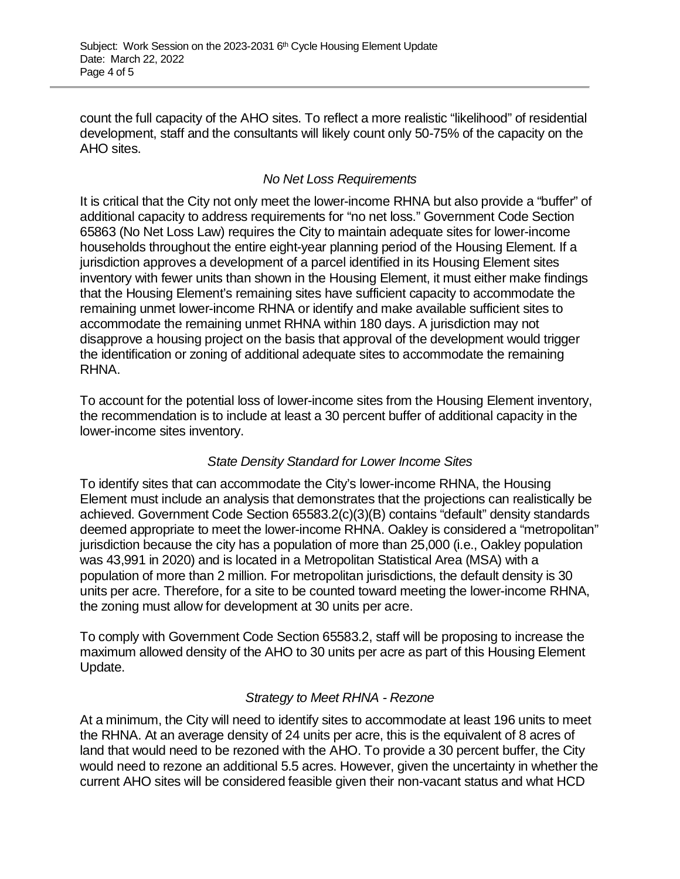count the full capacity of the AHO sites. To reflect a more realistic "likelihood" of residential development, staff and the consultants will likely count only 50-75% of the capacity on the AHO sites.

*No Net Loss Requirements*

It is critical that the City not only meet the lower-income RHNA but also provide a "buffer" of additional capacity to address requirements for "no net loss." Government Code Section 65863 (No Net Loss Law) requires the City to maintain adequate sites for lower-income households throughout the entire eight-year planning period of the Housing Element. If a jurisdiction approves a development of a parcel identified in its Housing Element sites inventory with fewer units than shown in the Housing Element, it must either make findings that the Housing Element's remaining sites have sufficient capacity to accommodate the remaining unmet lower-income RHNA or identify and make available sufficient sites to accommodate the remaining unmet RHNA within 180 days. A jurisdiction may not disapprove a housing project on the basis that approval of the development would trigger the identification or zoning of additional adequate sites to accommodate the remaining RHNA.

To account for the potential loss of lower-income sites from the Housing Element inventory, the recommendation is to include at least a 30 percent buffer of additional capacity in the lower-income sites inventory.

*State Density Standard for Lower Income Sites*

To identify sites that can accommodate the City's lower-income RHNA, the Housing Element must include an analysis that demonstrates that the projections can realistically be achieved. Government Code Section 65583.2(c)(3)(B) contains "default" density standards deemed appropriate to meet the lower-income RHNA. Oakley is considered a "metropolitan" jurisdiction because the city has a population of more than 25,000 (i.e., Oakley population was 43,991 in 2020) and is located in a Metropolitan Statistical Area (MSA) with a population of more than 2 million. For metropolitan jurisdictions, the default density is 30 units per acre. Therefore, for a site to be counted toward meeting the lower-income RHNA, the zoning must allow for development at 30 units per acre.

To comply with Government Code Section 65583.2, staff will be proposing to increase the maximum allowed density of the AHO to 30 units per acre as part of this Housing Element Update.

*Strategy to Meet RHNA - Rezone*

At a minimum, the City will need to identify sites to accommodate at least 196 units to meet the RHNA. At an average density of 24 units per acre, this is the equivalent of 8 acres of land that would need to be rezoned with the AHO. To provide a 30 percent buffer, the City would need to rezone an additional 5.5 acres. However, given the uncertainty in whether the current AHO sites will be considered feasible given their non-vacant status and what HCD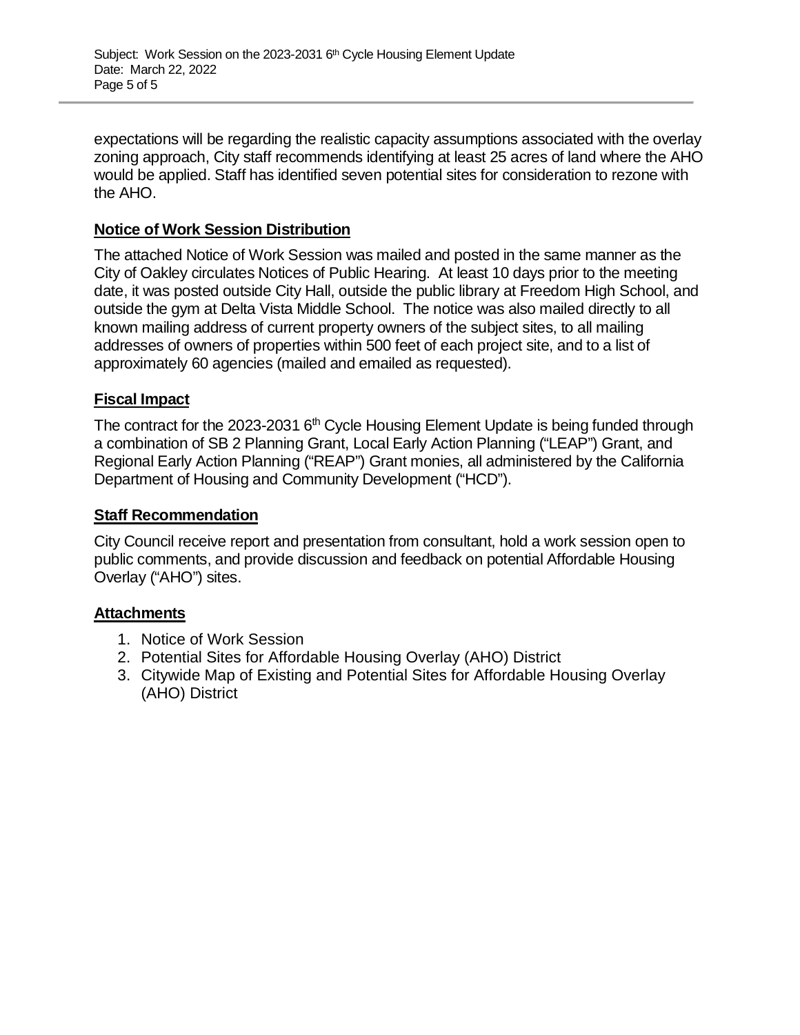expectations will be regarding the realistic capacity assumptions associated with the overlay zoning approach, City staff recommends identifying at least 25 acres of land where the AHO would be applied. Staff has identified seven potential sites for consideration to rezone with the AHO.

## Notice of Work Session Distribution

The attached Notice of Work Session was mailed and posted in the same manner as the City of Oakley circulates Notices of Public Hearing. At least 10 days prior to the meeting date, it was posted outside City Hall, outside the public library at Freedom High School, and outside the gym at Delta Vista Middle School. The notice was also mailed directly to all known mailing address of current property owners of the subject sites, to all mailing addresses of owners of properties within 500 feet of each project site, and to a list of approximately 60 agencies (mailed and emailed as requested).

## Fiscal Impact

The contract for the 2023-2031 6th Cycle Housing Element Update is being funded through a combination of SB 2 Planning Grant, Local Early Action Planning ("LEAP") Grant, and Regional Early Action Planning ("REAP") Grant monies, all administered by the California Department of Housing and Community Development ("HCD").

## Staff Recommendation

City Council receive report and presentation from consultant, hold a work session open to public comments, and provide discussion and feedback on potential Affordable Housing Overlay ("AHO") sites.

## Attachments

1. Notice of Work Session
2. Potential Sites for Affordable Housing Overlay (AHO) District
3. Citywide Map of Existing and Potential Sites for Affordable Housing Overlay (AHO) District